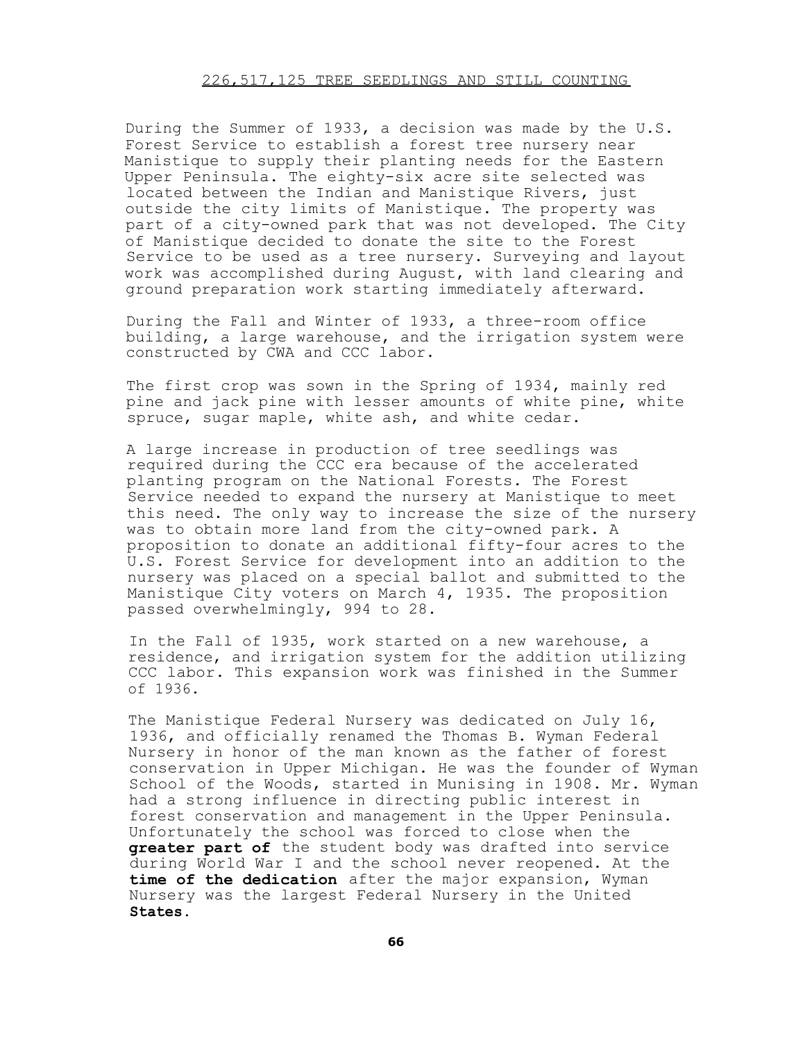# 226,517,125 TREE SEEDLINGS AND STILL COUNTING

During the Summer of 1933, a decision was made by the U.S. Forest Service to establish a forest tree nursery near Manistique to supply their planting needs for the Eastern Upper Peninsula. The eighty-six acre site selected was located between the Indian and Manistique Rivers, just outside the city limits of Manistique. The property was part of a city-owned park that was not developed. The City of Manistique decided to donate the site to the Forest Service to be used as a tree nursery. Surveying and layout work was accomplished during August, with land clearing and ground preparation work starting immediately afterward.

During the Fall and Winter of 1933, a three-room office building, a large warehouse, and the irrigation system were constructed by CWA and CCC labor.

The first crop was sown in the Spring of 1934, mainly red pine and jack pine with lesser amounts of white pine, white spruce, sugar maple, white ash, and white cedar.

A large increase in production of tree seedlings was required during the CCC era because of the accelerated planting program on the National Forests. The Forest Service needed to expand the nursery at Manistique to meet this need. The only way to increase the size of the nursery was to obtain more land from the city-owned park. A proposition to donate an additional fifty-four acres to the U.S. Forest Service for development into an addition to the nursery was placed on a special ballot and submitted to the Manistique City voters on March 4, 1935. The proposition passed overwhelmingly, 994 to 28.

In the Fall of 1935, work started on a new warehouse, a residence, and irrigation system for the addition utilizing CCC labor. This expansion work was finished in the Summer of 1936.

The Manistique Federal Nursery was dedicated on July 16, 1936, and officially renamed the Thomas B. Wyman Federal Nursery in honor of the man known as the father of forest conservation in Upper Michigan. He was the founder of Wyman School of the Woods, started in Munising in 1908. Mr. Wyman had a strong influence in directing public interest in forest conservation and management in the Upper Peninsula. Unfortunately the school was forced to close when the **greater part of** the student body was drafted into service during World War I and the school never reopened. At the **time of the dedication** after the major expansion, Wyman Nursery was the largest Federal Nursery in the United **States**.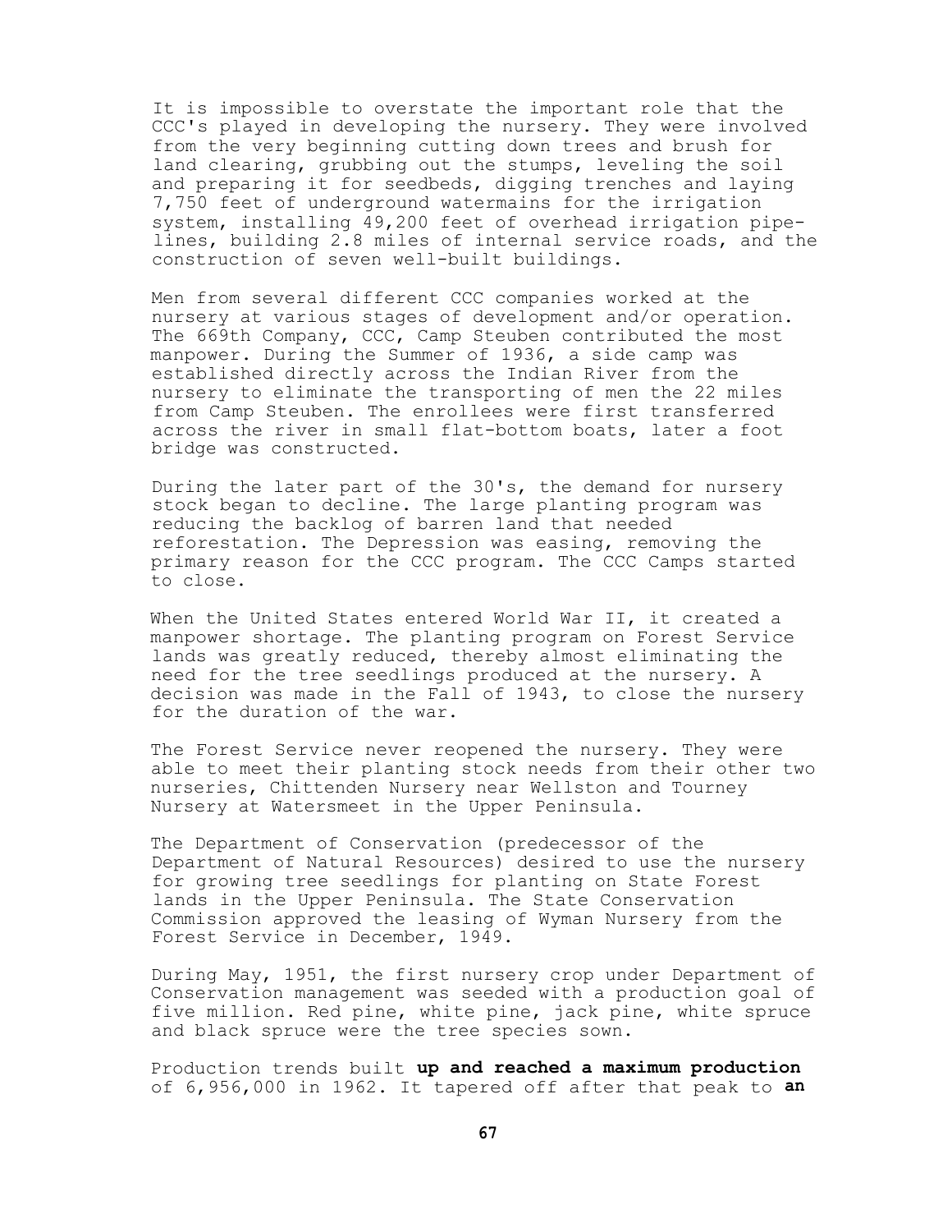It is impossible to overstate the important role that the CCC's played in developing the nursery. They were involved from the very beginning cutting down trees and brush for land clearing, grubbing out the stumps, leveling the soil and preparing it for seedbeds, digging trenches and laying 7,750 feet of underground watermains for the irrigation system, installing 49,200 feet of overhead irrigation pipelines, building 2.8 miles of internal service roads, and the construction of seven well-built buildings.

Men from several different CCC companies worked at the nursery at various stages of development and/or operation. The 669th Company, CCC, Camp Steuben contributed the most manpower. During the Summer of 1936, a side camp was established directly across the Indian River from the nursery to eliminate the transporting of men the 22 miles from Camp Steuben. The enrollees were first transferred across the river in small flat-bottom boats, later a foot bridge was constructed.

During the later part of the 30's, the demand for nursery stock began to decline. The large planting program was reducing the backlog of barren land that needed reforestation. The Depression was easing, removing the primary reason for the CCC program. The CCC Camps started to close.

When the United States entered World War II, it created a manpower shortage. The planting program on Forest Service lands was greatly reduced, thereby almost eliminating the need for the tree seedlings produced at the nursery. A decision was made in the Fall of 1943, to close the nursery for the duration of the war.

The Forest Service never reopened the nursery. They were able to meet their planting stock needs from their other two nurseries, Chittenden Nursery near Wellston and Tourney Nursery at Watersmeet in the Upper Peninsula.

The Department of Conservation (predecessor of the Department of Natural Resources) desired to use the nursery for growing tree seedlings for planting on State Forest lands in the Upper Peninsula. The State Conservation Commission approved the leasing of Wyman Nursery from the Forest Service in December, 1949.

During May, 1951, the first nursery crop under Department of Conservation management was seeded with a production goal of five million. Red pine, white pine, jack pine, white spruce and black spruce were the tree species sown.

Production trends built up and reached a maximum production of 6,956,000 in 1962. It tapered off after that peak to an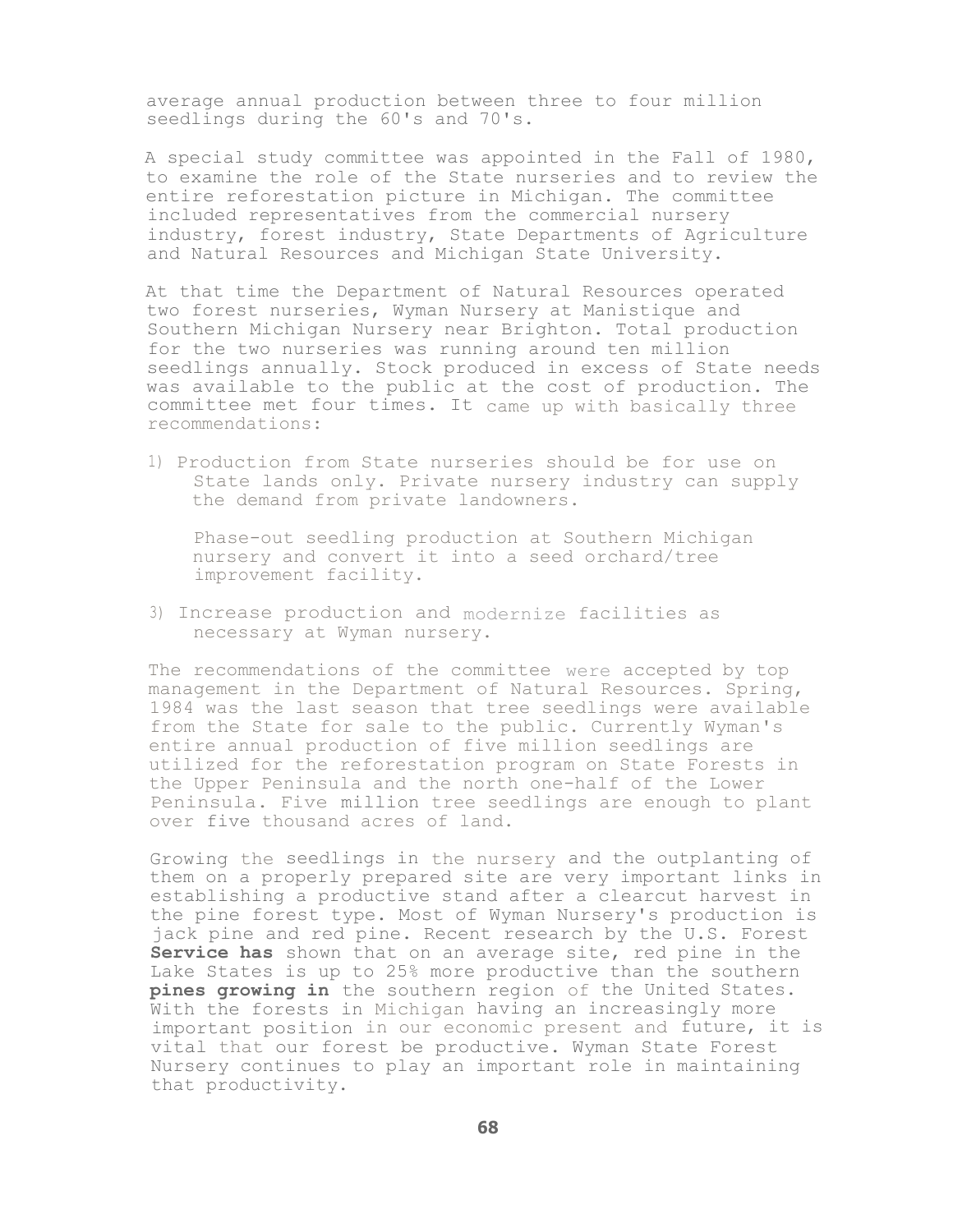average annual production between three to four million seedlings during the 60's and 70's.

A special study committee was appointed in the Fall of 1980, to examine the role of the State nurseries and to review the entire reforestation picture in Michigan. The committee included representatives from the commercial nursery industry, forest industry, State Departments of Agriculture and Natural Resources and Michigan State University.

At that time the Department of Natural Resources operated two forest nurseries, Wyman Nursery at Manistique and Southern Michigan Nursery near Brighton. Total production for the two nurseries was running around ten million seedlings annually. Stock produced in excess of State needs was available to the public at the cost of production. The committee met four times. It came up with basically three recommendations:

1) Production from State nurseries should be for use on State lands only. Private nursery industry can supply the demand from private landowners.

   Phase-out seedling production at Southern Michigan nursery and convert it into a seed orchard/tree improvement facility.

3) Increase production and modernize facilities as necessary at Wyman nursery.

The recommendations of the committee were accepted by top management in the Department of Natural Resources. Spring, 1984 was the last season that tree seedlings were available from the State for sale to the public. Currently Wyman's entire annual production of five million seedlings are utilized for the reforestation program on State Forests in the Upper Peninsula and the north one-half of the Lower Peninsula. Five million tree seedlings are enough to plant over five thousand acres of land.

Growing the seedlings in the nursery and the outplanting of them on a properly prepared site are very important links in establishing a productive stand after a clearcut harvest in the pine forest type. Most of Wyman Nursery's production is jack pine and red pine. Recent research by the U.S. Forest **Service has** shown that on an average site, red pine in the Lake States is up to 25% more productive than the southern **pines growing in** the southern region of the United States. With the forests in Michigan having an increasingly more important position in our economic present and future, it is vital that our forest be productive. Wyman State Forest Nursery continues to play an important role in maintaining that productivity.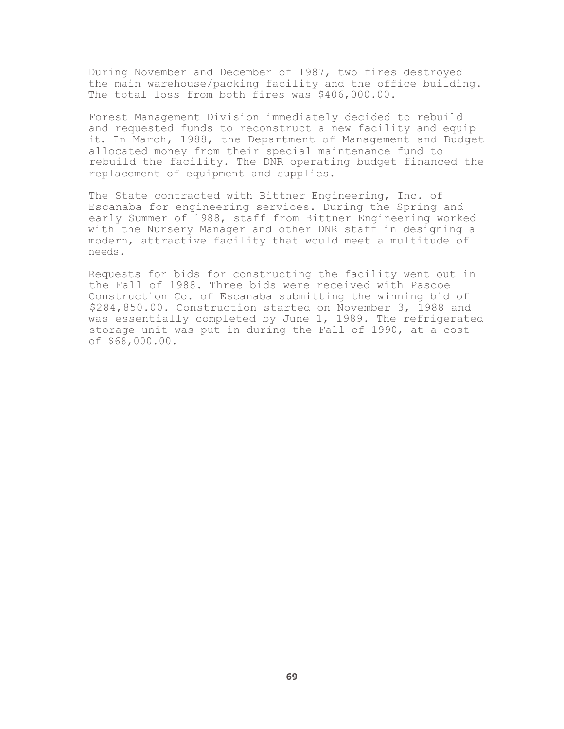During November and December of 1987, two fires destroyed the main warehouse/packing facility and the office building. The total loss from both fires was $406,000.00.

Forest Management Division immediately decided to rebuild and requested funds to reconstruct a new facility and equip it. In March, 1988, the Department of Management and Budget allocated money from their special maintenance fund to rebuild the facility. The DNR operating budget financed the replacement of equipment and supplies.

The State contracted with Bittner Engineering, Inc. of Escanaba for engineering services. During the Spring and early Summer of 1988, staff from Bittner Engineering worked with the Nursery Manager and other DNR staff in designing a modern, attractive facility that would meet a multitude of needs.

Requests for bids for constructing the facility went out in the Fall of 1988. Three bids were received with Pascoe Construction Co. of Escanaba submitting the winning bid of $284,850.00. Construction started on November 3, 1988 and was essentially completed by June 1, 1989. The refrigerated storage unit was put in during the Fall of 1990, at a cost of $68,000.00.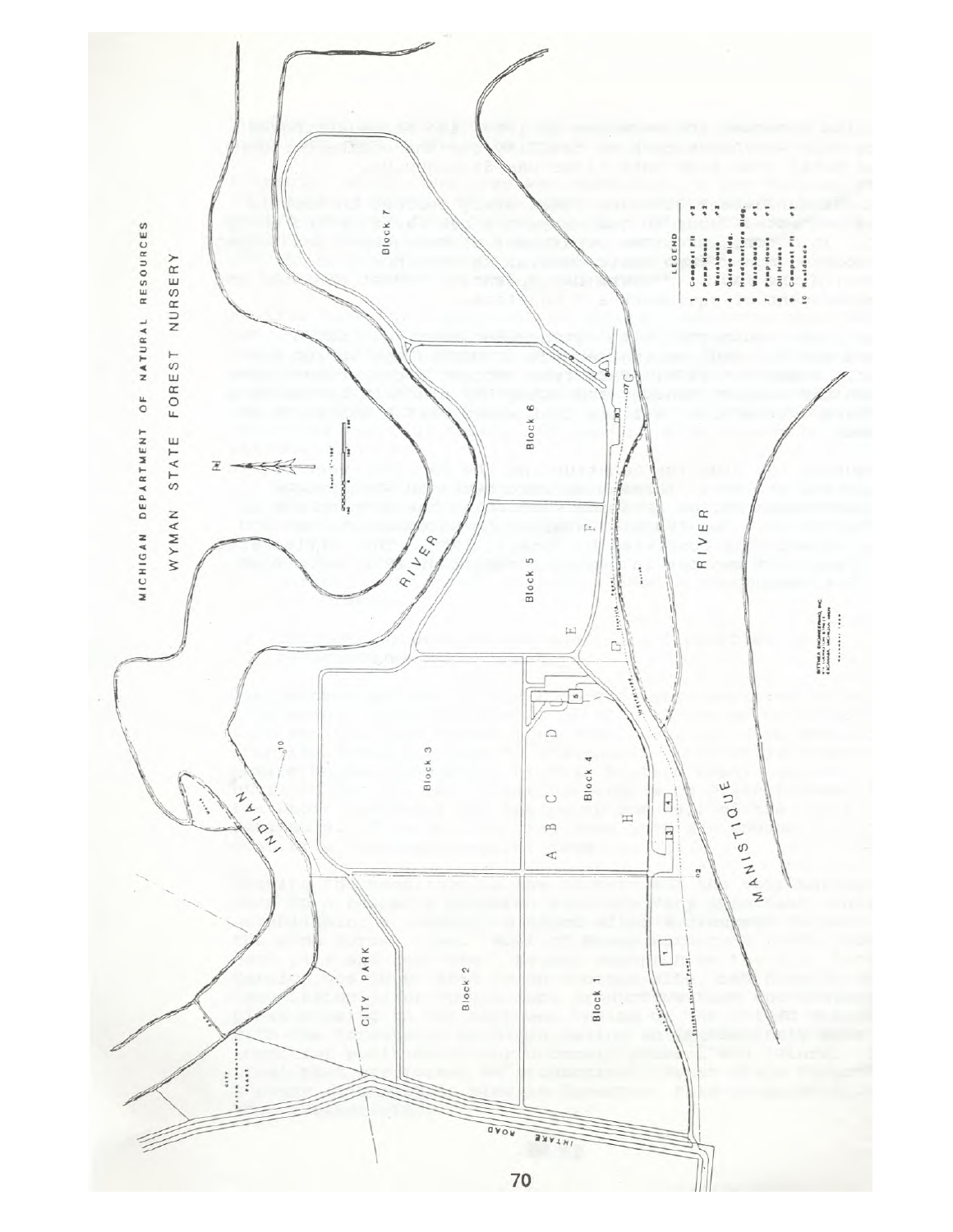MICHIGAN DEPARTMENT OF NATURAL RESOURCES

# WYMAN STATE FOREST NURSERY

INDIAN RIVER

MANISTIQUE RIVER

CITY PARK

INTAKE ROAD

Block 1

Block 2

Block 3

Block 4

Block 5

Block 6

Block 7

A B C D E F G H

**LEGEND**

1. Compost Pit #1
2. Pump House #2
3. Warehouse #2
4. Garage Bldg.
5. Headquarters Bldg.
6. Warehouse #1
7. Pump House #1
8. Oil House
9. Compost Pit #2
10. Residence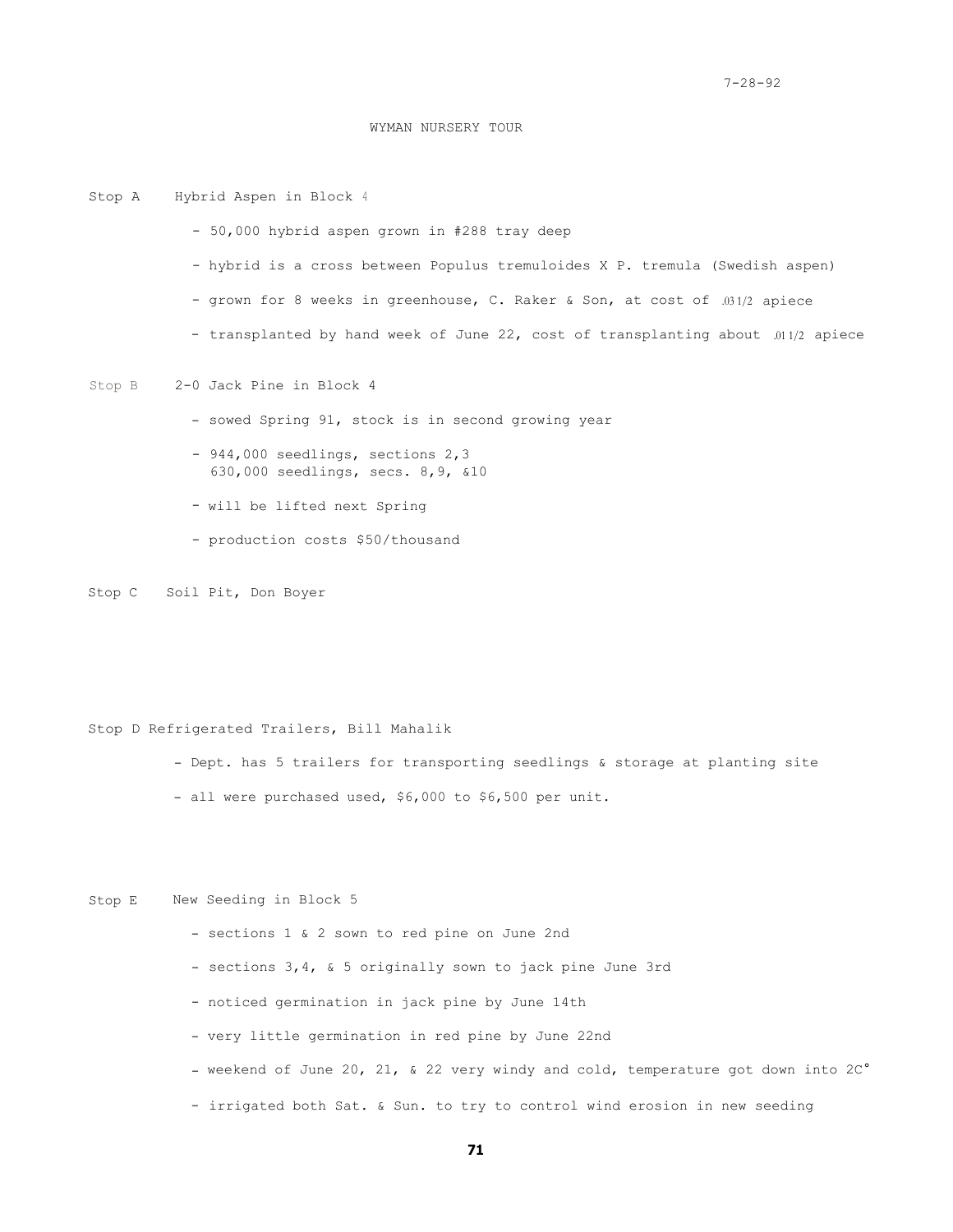7-28-92

# WYMAN NURSERY TOUR

**Stop A** Hybrid Aspen in Block 4

- 50,000 hybrid aspen grown in #288 tray deep
- hybrid is a cross between Populus tremuloides X P. tremula (Swedish aspen)
- grown for 8 weeks in greenhouse, C. Raker & Son, at cost of .03 1/2 apiece
- transplanted by hand week of June 22, cost of transplanting about .01 1/2 apiece

**Stop B** 2-0 Jack Pine in Block 4

- sowed Spring 91, stock is in second growing year
- 944,000 seedlings, sections 2,3
  630,000 seedlings, secs. 8,9, &10
- will be lifted next Spring
- production costs $50/thousand

**Stop C** Soil Pit, Don Boyer

**Stop D** Refrigerated Trailers, Bill Mahalik

- Dept. has 5 trailers for transporting seedlings & storage at planting site
- all were purchased used, $6,000 to $6,500 per unit.

**Stop E** New Seeding in Block 5

- sections 1 & 2 sown to red pine on June 2nd
- sections 3,4, & 5 originally sown to jack pine June 3rd
- noticed germination in jack pine by June 14th
- very little germination in red pine by June 22nd
- weekend of June 20, 21, & 22 very windy and cold, temperature got down into 2C°
- irrigated both Sat. & Sun. to try to control wind erosion in new seeding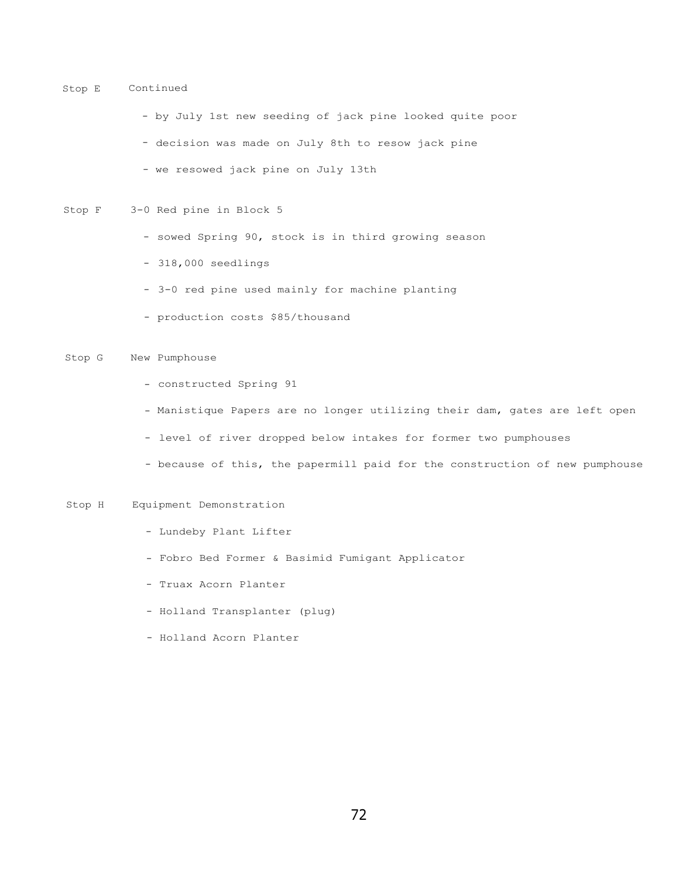Stop E Continued

- by July 1st new seeding of jack pine looked quite poor
- decision was made on July 8th to resow jack pine
- we resowed jack pine on July 13th

Stop F 3-0 Red pine in Block 5

- sowed Spring 90, stock is in third growing season
- 318,000 seedlings
- 3-0 red pine used mainly for machine planting
- production costs $85/thousand

Stop G New Pumphouse

- constructed Spring 91
- Manistique Papers are no longer utilizing their dam, gates are left open
- level of river dropped below intakes for former two pumphouses
- because of this, the papermill paid for the construction of new pumphouse

Stop H Equipment Demonstration

- Lundeby Plant Lifter
- Fobro Bed Former & Basimid Fumigant Applicator
- Truax Acorn Planter
- Holland Transplanter (plug)
- Holland Acorn Planter